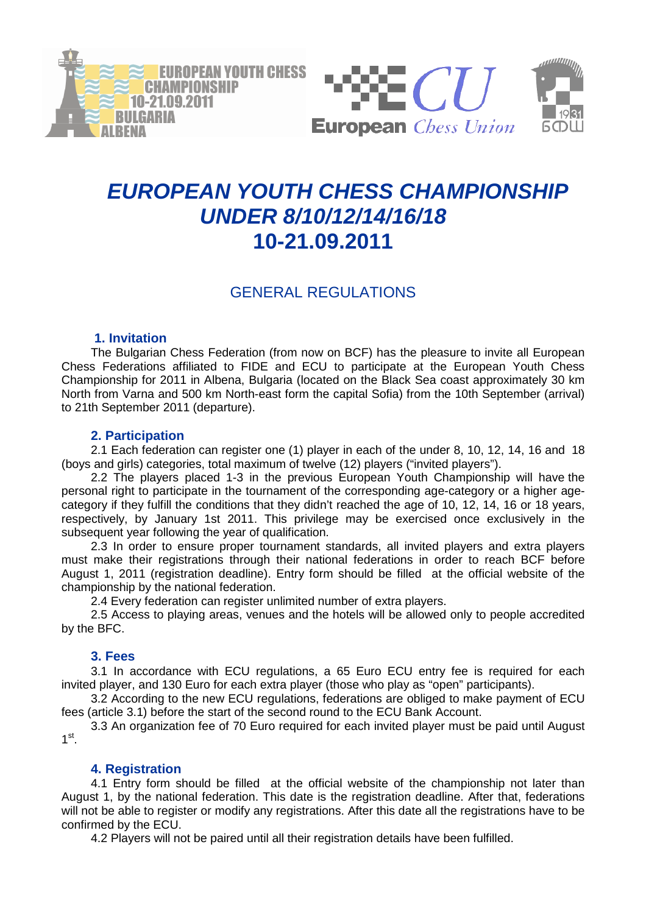# *EUROPEAN YOUTH CHESS CHAMPIONSHIP UNDER 8/10/12/14/16/18*
# 10-21.09.2011

## GENERAL REGULATIONS

### 1. Invitation

The Bulgarian Chess Federation (from now on BCF) has the pleasure to invite all European Chess Federations affiliated to FIDE and ECU to participate at the European Youth Chess Championship for 2011 in Albena, Bulgaria (located on the Black Sea coast approximately 30 km North from Varna and 500 km North-east form the capital Sofia) from the 10th September (arrival) to 21th September 2011 (departure).

### 2. Participation

2.1 Each federation can register one (1) player in each of the under 8, 10, 12, 14, 16 and 18 (boys and girls) categories, total maximum of twelve (12) players ("invited players").

2.2 The players placed 1-3 in the previous European Youth Championship will have the personal right to participate in the tournament of the corresponding age-category or a higher age-category if they fulfill the conditions that they didn't reached the age of 10, 12, 14, 16 or 18 years, respectively, by January 1st 2011. This privilege may be exercised once exclusively in the subsequent year following the year of qualification.

2.3 In order to ensure proper tournament standards, all invited players and extra players must make their registrations through their national federations in order to reach BCF before August 1, 2011 (registration deadline). Entry form should be filled at the official website of the championship by the national federation.

2.4 Every federation can register unlimited number of extra players.

2.5 Access to playing areas, venues and the hotels will be allowed only to people accredited by the BFC.

### 3. Fees

3.1 In accordance with ECU regulations, a 65 Euro ECU entry fee is required for each invited player, and 130 Euro for each extra player (those who play as "open" participants).

3.2 According to the new ECU regulations, federations are obliged to make payment of ECU fees (article 3.1) before the start of the second round to the ECU Bank Account.

3.3 An organization fee of 70 Euro required for each invited player must be paid until August 1st.

### 4. Registration

4.1 Entry form should be filled at the official website of the championship not later than August 1, by the national federation. This date is the registration deadline. After that, federations will not be able to register or modify any registrations. After this date all the registrations have to be confirmed by the ECU.

4.2 Players will not be paired until all their registration details have been fulfilled.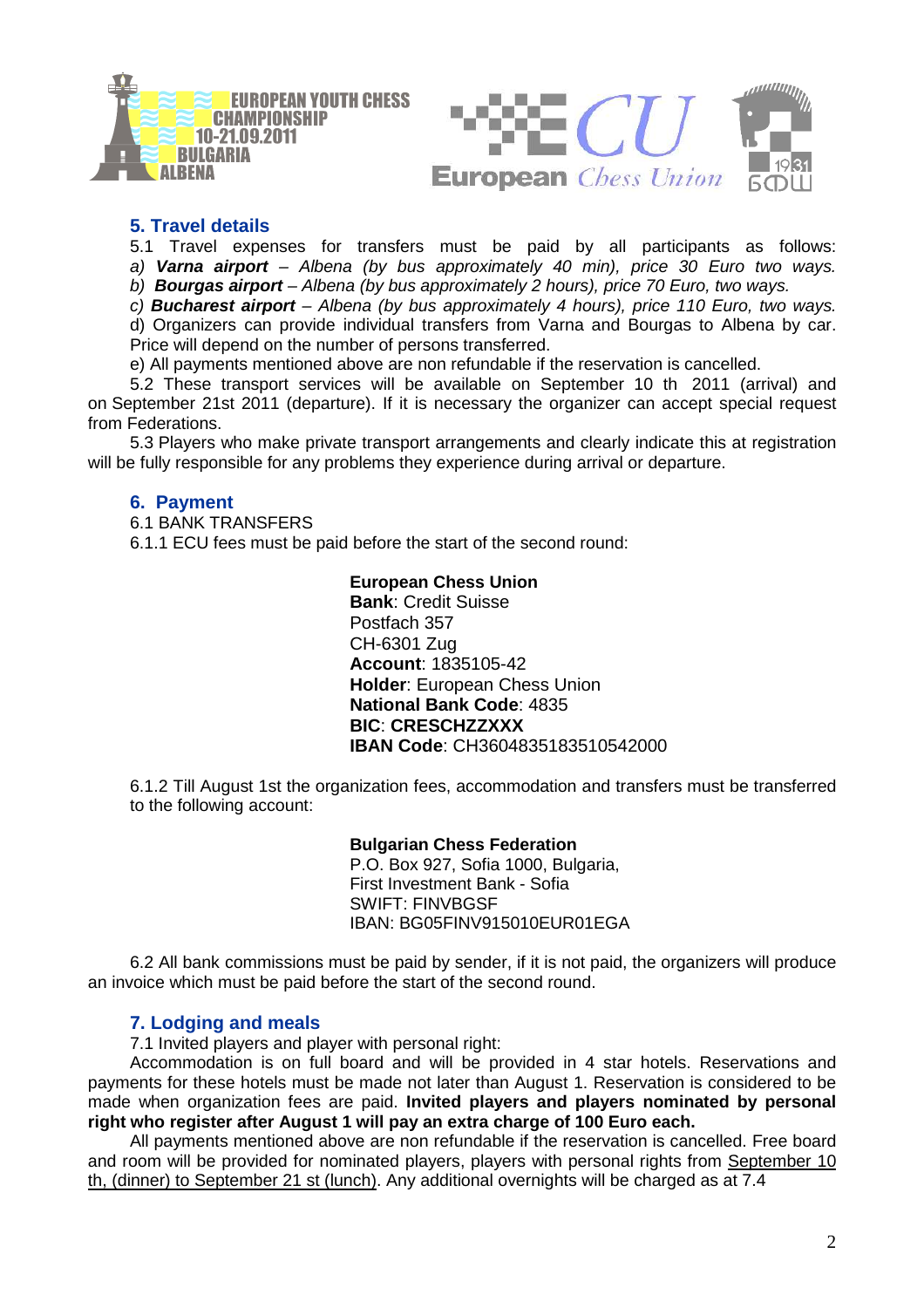## 5. Travel details

5.1 Travel expenses for transfers must be paid by all participants as follows:
*a) **Varna airport** – Albena (by bus approximately 40 min), price 30 Euro two ways.*
*b) **Bourgas airport** – Albena (by bus approximately 2 hours), price 70 Euro, two ways.*
*c) **Bucharest airport** – Albena (by bus approximately 4 hours), price 110 Euro, two ways.*
d) Organizers can provide individual transfers from Varna and Bourgas to Albena by car. Price will depend on the number of persons transferred.
e) All payments mentioned above are non refundable if the reservation is cancelled.

5.2 These transport services will be available on September 10 th 2011 (arrival) and on September 21st 2011 (departure). If it is necessary the organizer can accept special request from Federations.

5.3 Players who make private transport arrangements and clearly indicate this at registration will be fully responsible for any problems they experience during arrival or departure.

## 6. Payment

6.1 BANK TRANSFERS

6.1.1 ECU fees must be paid before the start of the second round:

**European Chess Union**
**Bank**: Credit Suisse
Postfach 357
CH-6301 Zug
**Account**: 1835105-42
**Holder**: European Chess Union
**National Bank Code**: 4835
**BIC**: **CRESCHZZXXX**
**IBAN Code**: CH3604835183510542000

6.1.2 Till August 1st the organization fees, accommodation and transfers must be transferred to the following account:

**Bulgarian Chess Federation**
P.O. Box 927, Sofia 1000, Bulgaria,
First Investment Bank - Sofia
SWIFT: FINVBGSF
IBAN: BG05FINV915010EUR01EGA

6.2 All bank commissions must be paid by sender, if it is not paid, the organizers will produce an invoice which must be paid before the start of the second round.

## 7. Lodging and meals

7.1 Invited players and player with personal right:

Accommodation is on full board and will be provided in 4 star hotels. Reservations and payments for these hotels must be made not later than August 1. Reservation is considered to be made when organization fees are paid. **Invited players and players nominated by personal right who register after August 1 will pay an extra charge of 100 Euro each.**

All payments mentioned above are non refundable if the reservation is cancelled. Free board and room will be provided for nominated players, players with personal rights from September 10 th, (dinner) to September 21 st (lunch). Any additional overnights will be charged as at 7.4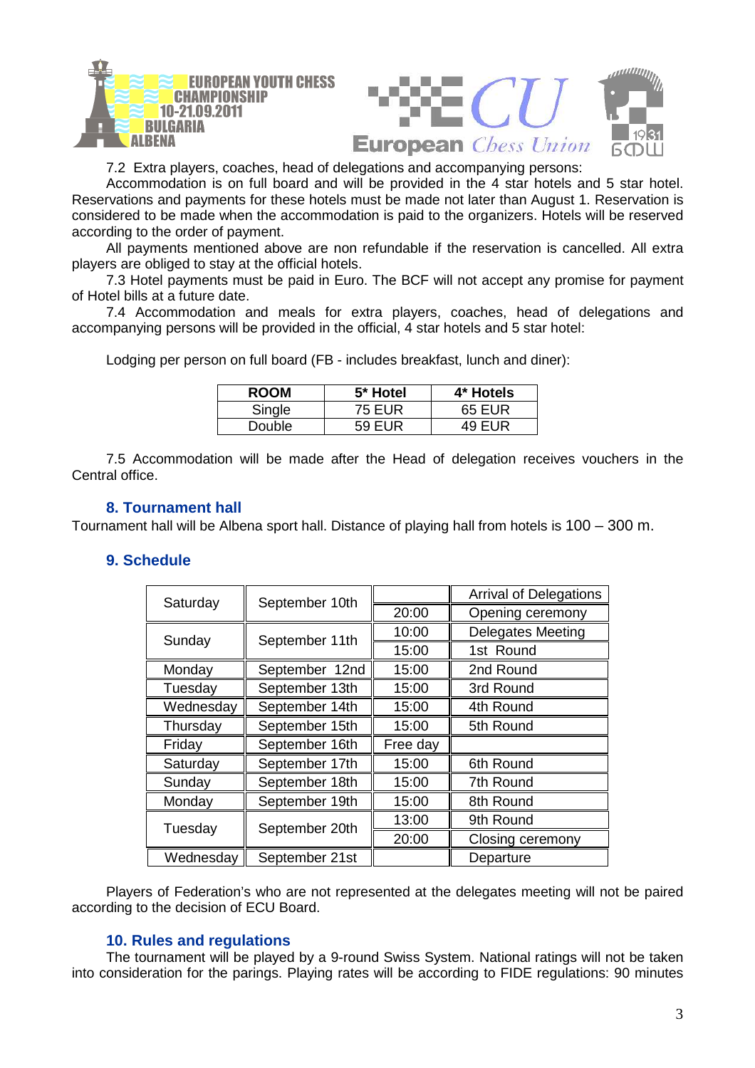7.2 Extra players, coaches, head of delegations and accompanying persons:

Accommodation is on full board and will be provided in the 4 star hotels and 5 star hotel. Reservations and payments for these hotels must be made not later than August 1. Reservation is considered to be made when the accommodation is paid to the organizers. Hotels will be reserved according to the order of payment.

All payments mentioned above are non refundable if the reservation is cancelled. All extra players are obliged to stay at the official hotels.

7.3 Hotel payments must be paid in Euro. The BCF will not accept any promise for payment of Hotel bills at a future date.

7.4 Accommodation and meals for extra players, coaches, head of delegations and accompanying persons will be provided in the official, 4 star hotels and 5 star hotel:

Lodging per person on full board (FB - includes breakfast, lunch and diner):

| ROOM | 5* Hotel | 4* Hotels |
|---|---|---|
| Single | 75 EUR | 65 EUR |
| Double | 59 EUR | 49 EUR |

7.5 Accommodation will be made after the Head of delegation receives vouchers in the Central office.

## 8. Tournament hall

Tournament hall will be Albena sport hall. Distance of playing hall from hotels is 100 – 300 m.

## 9. Schedule

| | | | |
|---|---|---|---|
| Saturday | September 10th | | Arrival of Delegations |
| | | 20:00 | Opening ceremony |
| Sunday | September 11th | 10:00 | Delegates Meeting |
| | | 15:00 | 1st Round |
| Monday | September 12nd | 15:00 | 2nd Round |
| Tuesday | September 13th | 15:00 | 3rd Round |
| Wednesday | September 14th | 15:00 | 4th Round |
| Thursday | September 15th | 15:00 | 5th Round |
| Friday | September 16th | Free day | |
| Saturday | September 17th | 15:00 | 6th Round |
| Sunday | September 18th | 15:00 | 7th Round |
| Monday | September 19th | 15:00 | 8th Round |
| Tuesday | September 20th | 13:00 | 9th Round |
| | | 20:00 | Closing ceremony |
| Wednesday | September 21st | | Departure |

Players of Federation's who are not represented at the delegates meeting will not be paired according to the decision of ECU Board.

## 10. Rules and regulations

The tournament will be played by a 9-round Swiss System. National ratings will not be taken into consideration for the parings. Playing rates will be according to FIDE regulations: 90 minutes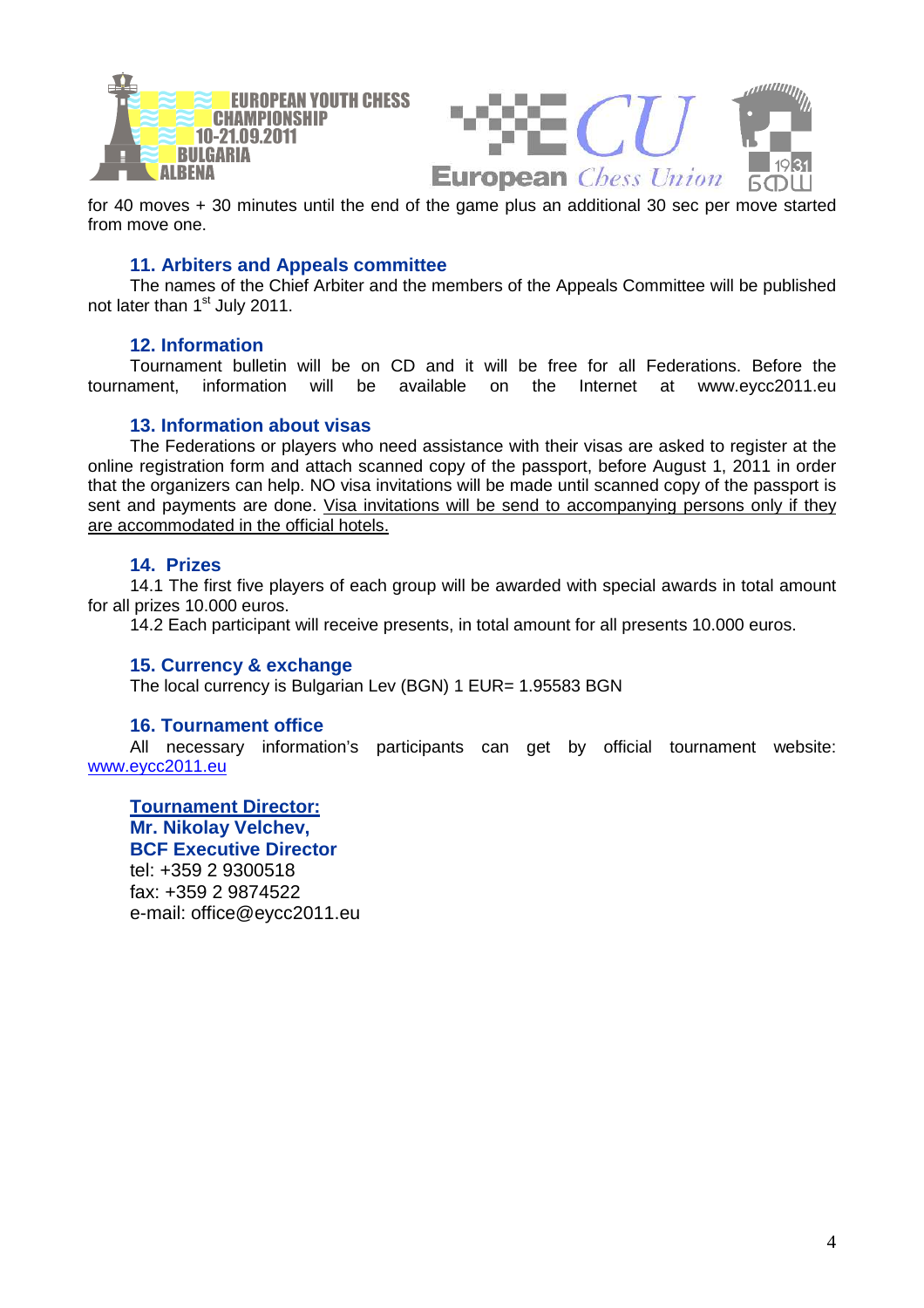for 40 moves + 30 minutes until the end of the game plus an additional 30 sec per move started from move one.

### 11. Arbiters and Appeals committee

The names of the Chief Arbiter and the members of the Appeals Committee will be published not later than 1st July 2011.

### 12. Information

Tournament bulletin will be on CD and it will be free for all Federations. Before the tournament, information will be available on the Internet at www.eycc2011.eu

### 13. Information about visas

The Federations or players who need assistance with their visas are asked to register at the online registration form and attach scanned copy of the passport, before August 1, 2011 in order that the organizers can help. NO visa invitations will be made until scanned copy of the passport is sent and payments are done. Visa invitations will be send to accompanying persons only if they are accommodated in the official hotels.

### 14. Prizes

14.1 The first five players of each group will be awarded with special awards in total amount for all prizes 10.000 euros.

14.2 Each participant will receive presents, in total amount for all presents 10.000 euros.

### 15. Currency & exchange

The local currency is Bulgarian Lev (BGN) 1 EUR= 1.95583 BGN

### 16. Tournament office

All necessary information's participants can get by official tournament website: www.eycc2011.eu

**Tournament Director:**
**Mr. Nikolay Velchev,**
**BCF Executive Director**
tel: +359 2 9300518
fax: +359 2 9874522
e-mail: office@eycc2011.eu